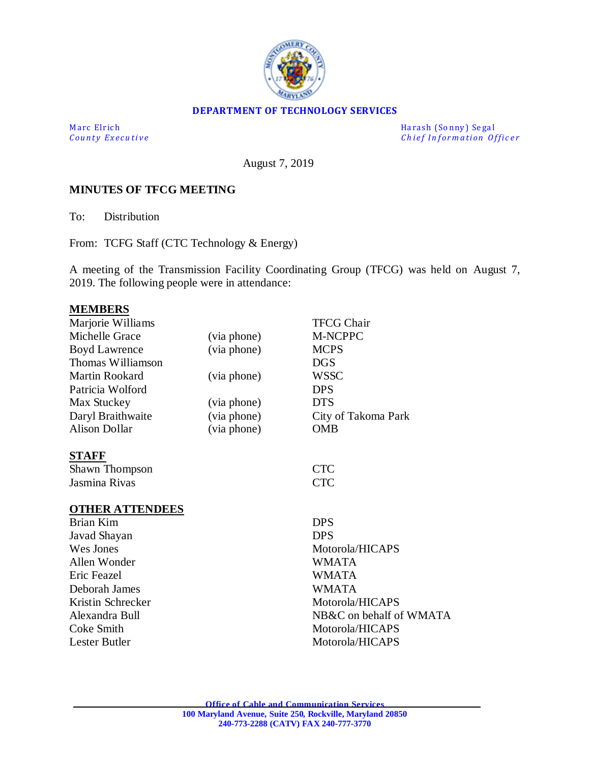**DEPARTMENT OF TECHNOLOGY SERVICES**

Marc Elrich
*County Executive*

Harash (Sonny) Segal
*Chief Information Officer*

August 7, 2019

**MINUTES OF TFCG MEETING**

To: Distribution

From: TCFG Staff (CTC Technology & Energy)

A meeting of the Transmission Facility Coordinating Group (TFCG) was held on August 7, 2019. The following people were in attendance:

**MEMBERS**

| | | |
|---|---|---|
| Marjorie Williams | | TFCG Chair |
| Michelle Grace | (via phone) | M-NCPPC |
| Boyd Lawrence | (via phone) | MCPS |
| Thomas Williamson | | DGS |
| Martin Rookard | (via phone) | WSSC |
| Patricia Wolford | | DPS |
| Max Stuckey | (via phone) | DTS |
| Daryl Braithwaite | (via phone) | City of Takoma Park |
| Alison Dollar | (via phone) | OMB |

**STAFF**

| | |
|---|---|
| Shawn Thompson | CTC |
| Jasmina Rivas | CTC |

**OTHER ATTENDEES**

| | |
|---|---|
| Brian Kim | DPS |
| Javad Shayan | DPS |
| Wes Jones | Motorola/HICAPS |
| Allen Wonder | WMATA |
| Eric Feazel | WMATA |
| Deborah James | WMATA |
| Kristin Schrecker | Motorola/HICAPS |
| Alexandra Bull | NB&C on behalf of WMATA |
| Coke Smith | Motorola/HICAPS |
| Lester Butler | Motorola/HICAPS |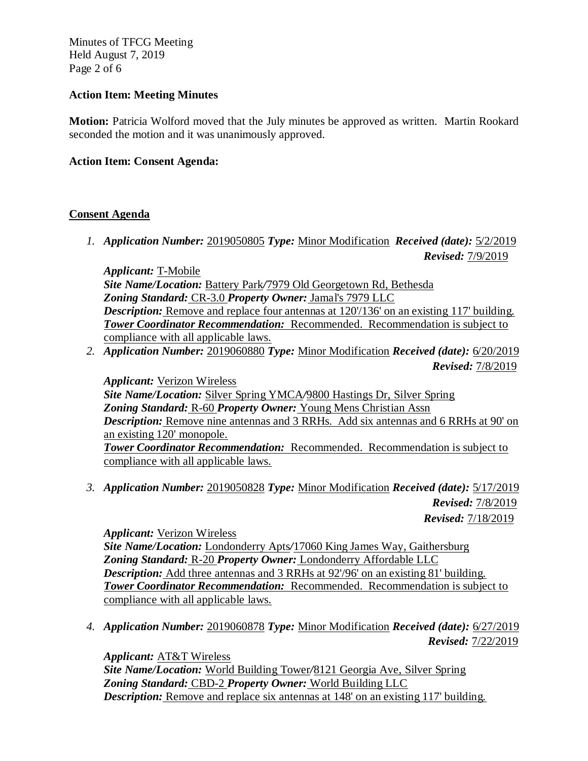**Action Item: Meeting Minutes**

**Motion:** Patricia Wolford moved that the July minutes be approved as written. Martin Rookard seconded the motion and it was unanimously approved.

**Action Item: Consent Agenda:**

## Consent Agenda

1. ***Application Number:*** 2019050805 ***Type:*** Minor Modification ***Received (date):*** 5/2/2019
   ***Revised:*** 7/9/2019

   ***Applicant:*** T-Mobile
   ***Site Name/Location:*** Battery Park/7979 Old Georgetown Rd, Bethesda
   ***Zoning Standard:*** CR-3.0 ***Property Owner:*** Jamal's 7979 LLC
   ***Description:*** Remove and replace four antennas at 120'/136' on an existing 117' building.
   ***Tower Coordinator Recommendation:*** Recommended. Recommendation is subject to compliance with all applicable laws.

2. ***Application Number:*** 2019060880 ***Type:*** Minor Modification ***Received (date):*** 6/20/2019
   ***Revised:*** 7/8/2019

   ***Applicant:*** Verizon Wireless
   ***Site Name/Location:*** Silver Spring YMCA/9800 Hastings Dr, Silver Spring
   ***Zoning Standard:*** R-60 ***Property Owner:*** Young Mens Christian Assn
   ***Description:*** Remove nine antennas and 3 RRHs. Add six antennas and 6 RRHs at 90' on an existing 120' monopole.
   ***Tower Coordinator Recommendation:*** Recommended. Recommendation is subject to compliance with all applicable laws.

3. ***Application Number:*** 2019050828 ***Type:*** Minor Modification ***Received (date):*** 5/17/2019
   ***Revised:*** 7/8/2019
   ***Revised:*** 7/18/2019

   ***Applicant:*** Verizon Wireless
   ***Site Name/Location:*** Londonderry Apts/17060 King James Way, Gaithersburg
   ***Zoning Standard:*** R-20 ***Property Owner:*** Londonderry Affordable LLC
   ***Description:*** Add three antennas and 3 RRHs at 92'/96' on an existing 81' building.
   ***Tower Coordinator Recommendation:*** Recommended. Recommendation is subject to compliance with all applicable laws.

4. ***Application Number:*** 2019060878 ***Type:*** Minor Modification ***Received (date):*** 6/27/2019
   ***Revised:*** 7/22/2019

   ***Applicant:*** AT&T Wireless
   ***Site Name/Location:*** World Building Tower/8121 Georgia Ave, Silver Spring
   ***Zoning Standard:*** CBD-2 ***Property Owner:*** World Building LLC
   ***Description:*** Remove and replace six antennas at 148' on an existing 117' building.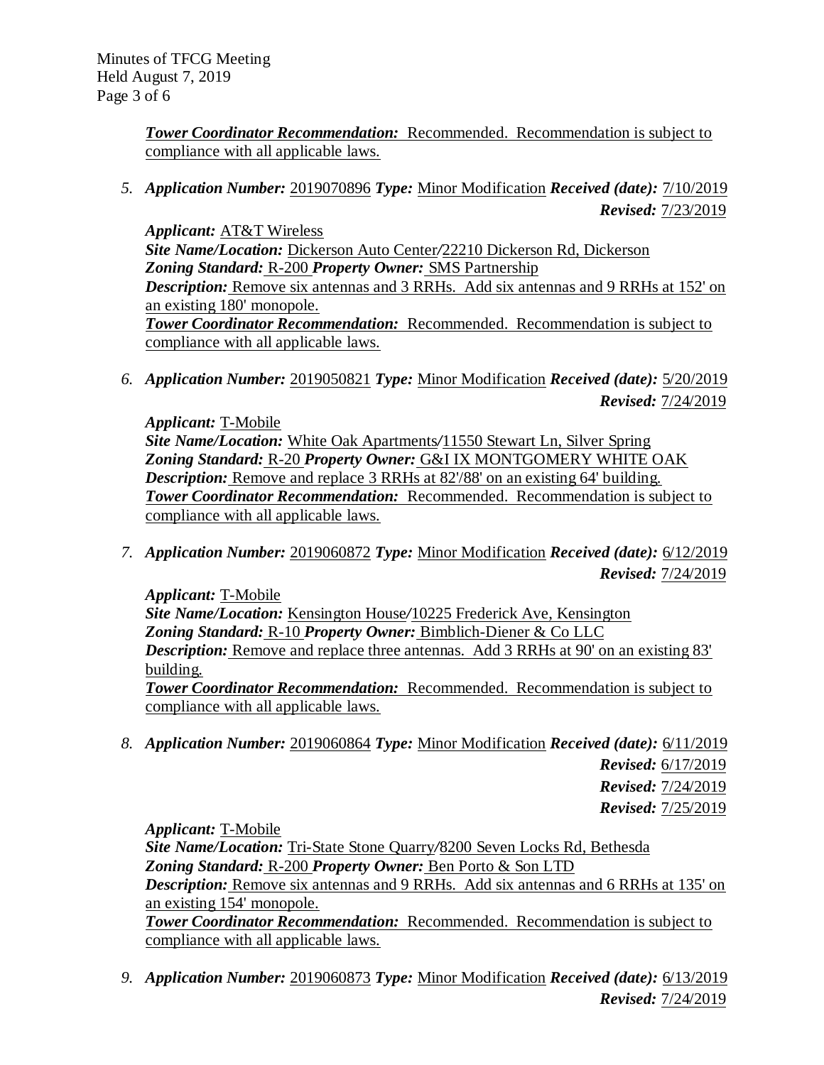***Tower Coordinator Recommendation:*** Recommended. Recommendation is subject to compliance with all applicable laws.

5. ***Application Number:*** 2019070896 ***Type:*** Minor Modification ***Received (date):*** 7/10/2019
   ***Revised:*** 7/23/2019

   ***Applicant:*** AT&T Wireless
   ***Site Name/Location:*** Dickerson Auto Center/22210 Dickerson Rd, Dickerson
   ***Zoning Standard:*** R-200 ***Property Owner:*** SMS Partnership
   ***Description:*** Remove six antennas and 3 RRHs. Add six antennas and 9 RRHs at 152' on an existing 180' monopole.
   ***Tower Coordinator Recommendation:*** Recommended. Recommendation is subject to compliance with all applicable laws.

6. ***Application Number:*** 2019050821 ***Type:*** Minor Modification ***Received (date):*** 5/20/2019
   ***Revised:*** 7/24/2019

   ***Applicant:*** T-Mobile
   ***Site Name/Location:*** White Oak Apartments/11550 Stewart Ln, Silver Spring
   ***Zoning Standard:*** R-20 ***Property Owner:*** G&I IX MONTGOMERY WHITE OAK
   ***Description:*** Remove and replace 3 RRHs at 82'/88' on an existing 64' building.
   ***Tower Coordinator Recommendation:*** Recommended. Recommendation is subject to compliance with all applicable laws.

7. ***Application Number:*** 2019060872 ***Type:*** Minor Modification ***Received (date):*** 6/12/2019
   ***Revised:*** 7/24/2019

   ***Applicant:*** T-Mobile
   ***Site Name/Location:*** Kensington House/10225 Frederick Ave, Kensington
   ***Zoning Standard:*** R-10 ***Property Owner:*** Bimblich-Diener & Co LLC
   ***Description:*** Remove and replace three antennas. Add 3 RRHs at 90' on an existing 83' building.
   ***Tower Coordinator Recommendation:*** Recommended. Recommendation is subject to compliance with all applicable laws.

8. ***Application Number:*** 2019060864 ***Type:*** Minor Modification ***Received (date):*** 6/11/2019
   ***Revised:*** 6/17/2019
   ***Revised:*** 7/24/2019
   ***Revised:*** 7/25/2019

   ***Applicant:*** T-Mobile
   ***Site Name/Location:*** Tri-State Stone Quarry/8200 Seven Locks Rd, Bethesda
   ***Zoning Standard:*** R-200 ***Property Owner:*** Ben Porto & Son LTD
   ***Description:*** Remove six antennas and 9 RRHs. Add six antennas and 6 RRHs at 135' on an existing 154' monopole.
   ***Tower Coordinator Recommendation:*** Recommended. Recommendation is subject to compliance with all applicable laws.

9. ***Application Number:*** 2019060873 ***Type:*** Minor Modification ***Received (date):*** 6/13/2019
   ***Revised:*** 7/24/2019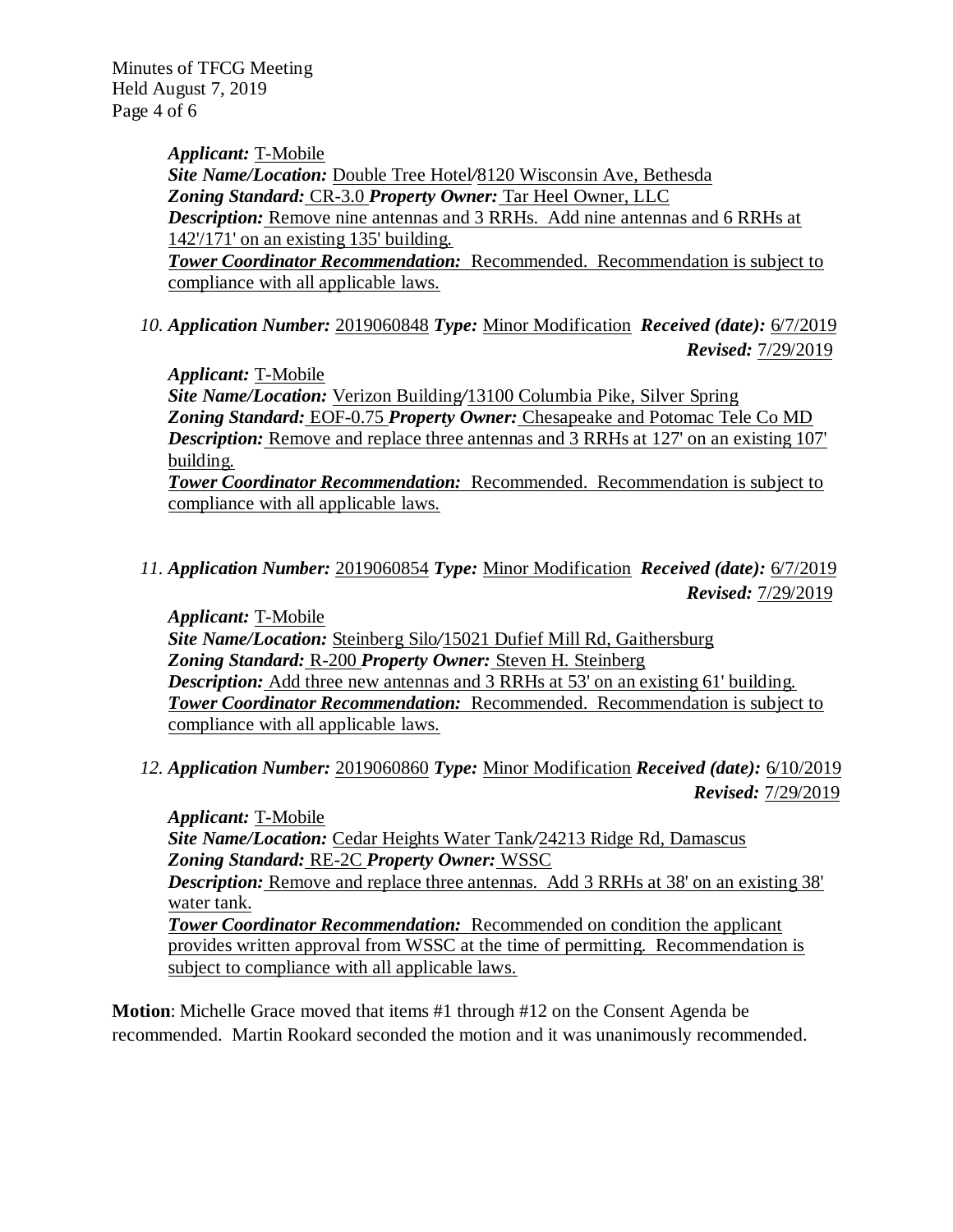*Applicant:* T-Mobile
*Site Name/Location:* Double Tree Hotel/8120 Wisconsin Ave, Bethesda
*Zoning Standard:* CR-3.0 *Property Owner:* Tar Heel Owner, LLC
*Description:* Remove nine antennas and 3 RRHs. Add nine antennas and 6 RRHs at 142'/171' on an existing 135' building.
***Tower Coordinator Recommendation:*** Recommended. Recommendation is subject to compliance with all applicable laws.

10. ***Application Number:*** 2019060848 ***Type:*** Minor Modification ***Received (date):*** 6/7/2019
***Revised:*** 7/29/2019

*Applicant:* T-Mobile
*Site Name/Location:* Verizon Building/13100 Columbia Pike, Silver Spring
*Zoning Standard:* EOF-0.75 *Property Owner:* Chesapeake and Potomac Tele Co MD
*Description:* Remove and replace three antennas and 3 RRHs at 127' on an existing 107' building.
***Tower Coordinator Recommendation:*** Recommended. Recommendation is subject to compliance with all applicable laws.

11. ***Application Number:*** 2019060854 ***Type:*** Minor Modification ***Received (date):*** 6/7/2019
***Revised:*** 7/29/2019

*Applicant:* T-Mobile
*Site Name/Location:* Steinberg Silo/15021 Dufief Mill Rd, Gaithersburg
*Zoning Standard:* R-200 *Property Owner:* Steven H. Steinberg
*Description:* Add three new antennas and 3 RRHs at 53' on an existing 61' building.
***Tower Coordinator Recommendation:*** Recommended. Recommendation is subject to compliance with all applicable laws.

12. ***Application Number:*** 2019060860 ***Type:*** Minor Modification ***Received (date):*** 6/10/2019
***Revised:*** 7/29/2019

*Applicant:* T-Mobile
*Site Name/Location:* Cedar Heights Water Tank/24213 Ridge Rd, Damascus
*Zoning Standard:* RE-2C *Property Owner:* WSSC
*Description:* Remove and replace three antennas. Add 3 RRHs at 38' on an existing 38' water tank.
***Tower Coordinator Recommendation:*** Recommended on condition the applicant provides written approval from WSSC at the time of permitting. Recommendation is subject to compliance with all applicable laws.

**Motion**: Michelle Grace moved that items #1 through #12 on the Consent Agenda be recommended. Martin Rookard seconded the motion and it was unanimously recommended.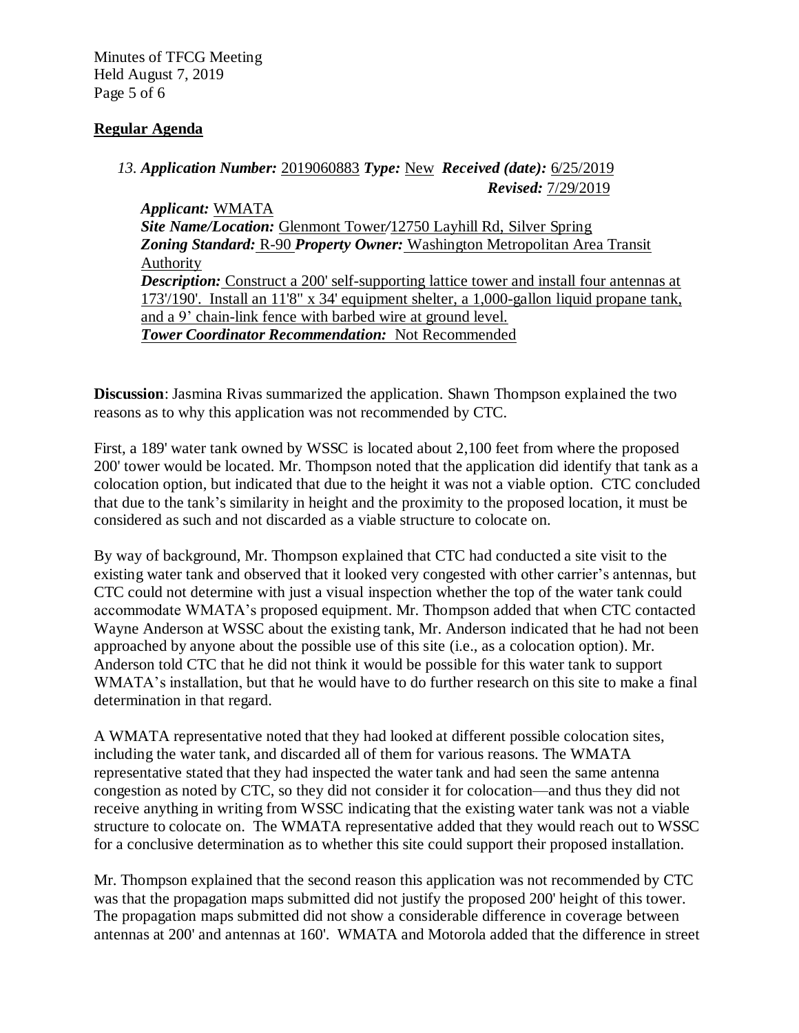**Regular Agenda**

*13.* ***Application Number:*** 2019060883 ***Type:*** New ***Received (date):*** 6/25/2019
***Revised:*** 7/29/2019

***Applicant:*** WMATA
***Site Name/Location:*** Glenmont Tower/12750 Layhill Rd, Silver Spring
***Zoning Standard:*** R-90 ***Property Owner:*** Washington Metropolitan Area Transit Authority
***Description:*** Construct a 200' self-supporting lattice tower and install four antennas at 173'/190'. Install an 11'8" x 34' equipment shelter, a 1,000-gallon liquid propane tank, and a 9' chain-link fence with barbed wire at ground level.
***Tower Coordinator Recommendation:*** Not Recommended

**Discussion**: Jasmina Rivas summarized the application. Shawn Thompson explained the two reasons as to why this application was not recommended by CTC.

First, a 189' water tank owned by WSSC is located about 2,100 feet from where the proposed 200' tower would be located. Mr. Thompson noted that the application did identify that tank as a colocation option, but indicated that due to the height it was not a viable option. CTC concluded that due to the tank's similarity in height and the proximity to the proposed location, it must be considered as such and not discarded as a viable structure to colocate on.

By way of background, Mr. Thompson explained that CTC had conducted a site visit to the existing water tank and observed that it looked very congested with other carrier's antennas, but CTC could not determine with just a visual inspection whether the top of the water tank could accommodate WMATA's proposed equipment. Mr. Thompson added that when CTC contacted Wayne Anderson at WSSC about the existing tank, Mr. Anderson indicated that he had not been approached by anyone about the possible use of this site (i.e., as a colocation option). Mr. Anderson told CTC that he did not think it would be possible for this water tank to support WMATA's installation, but that he would have to do further research on this site to make a final determination in that regard.

A WMATA representative noted that they had looked at different possible colocation sites, including the water tank, and discarded all of them for various reasons. The WMATA representative stated that they had inspected the water tank and had seen the same antenna congestion as noted by CTC, so they did not consider it for colocation—and thus they did not receive anything in writing from WSSC indicating that the existing water tank was not a viable structure to colocate on. The WMATA representative added that they would reach out to WSSC for a conclusive determination as to whether this site could support their proposed installation.

Mr. Thompson explained that the second reason this application was not recommended by CTC was that the propagation maps submitted did not justify the proposed 200' height of this tower. The propagation maps submitted did not show a considerable difference in coverage between antennas at 200' and antennas at 160'. WMATA and Motorola added that the difference in street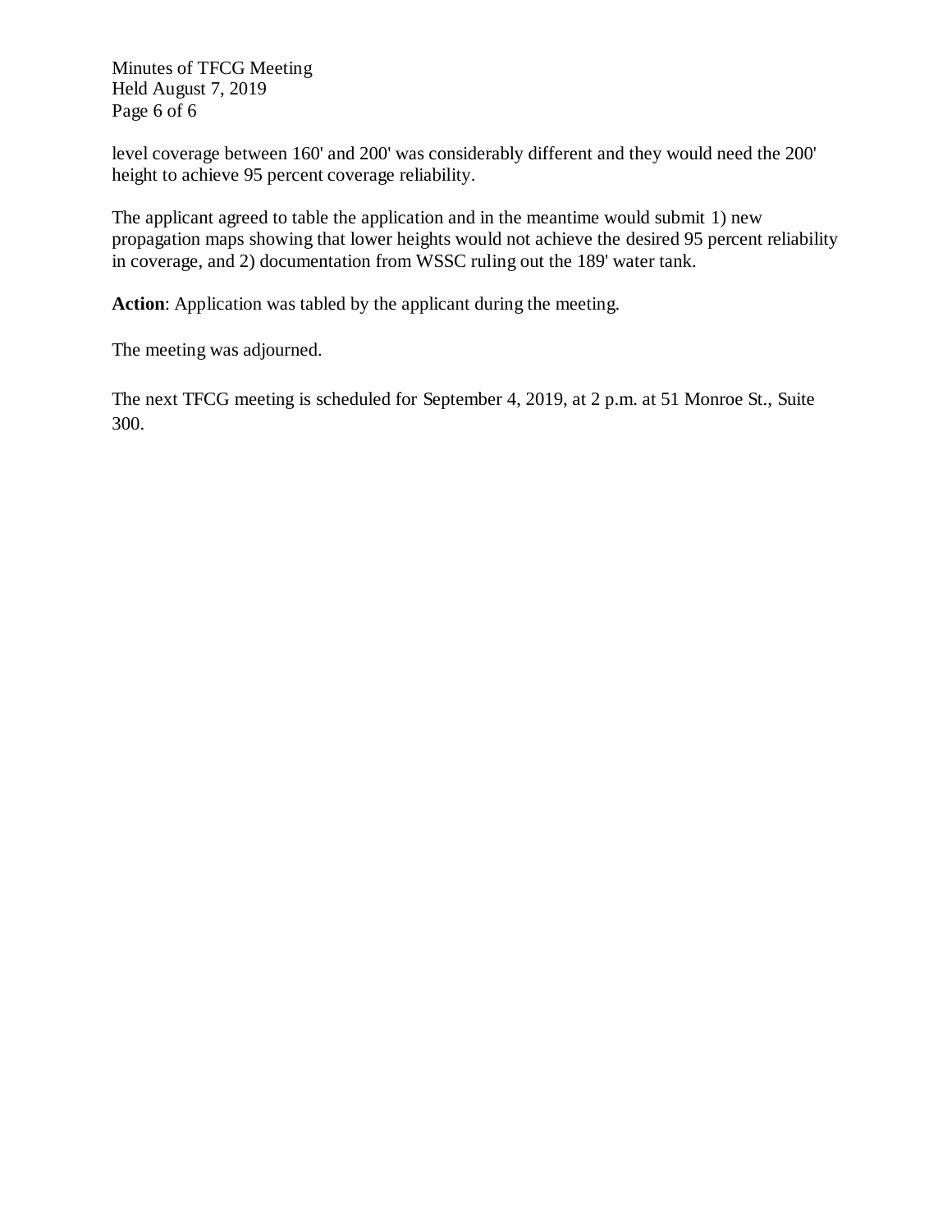level coverage between 160' and 200' was considerably different and they would need the 200' height to achieve 95 percent coverage reliability.

The applicant agreed to table the application and in the meantime would submit 1) new propagation maps showing that lower heights would not achieve the desired 95 percent reliability in coverage, and 2) documentation from WSSC ruling out the 189' water tank.

**Action**: Application was tabled by the applicant during the meeting.

The meeting was adjourned.

The next TFCG meeting is scheduled for September 4, 2019, at 2 p.m. at 51 Monroe St., Suite 300.